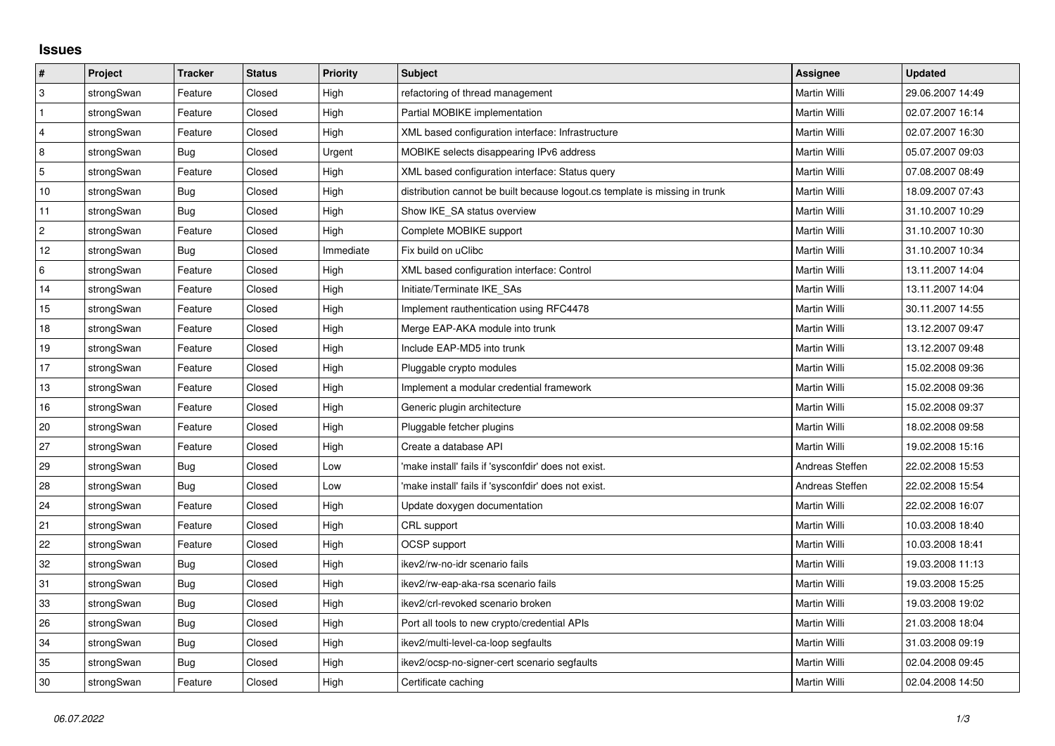## Issues

| # | Project | Tracker | Status | Priority | Subject | Assignee | Updated |
|---|---|---|---|---|---|---|---|
| 3 | strongSwan | Feature | Closed | High | refactoring of thread management | Martin Willi | 29.06.2007 14:49 |
| 1 | strongSwan | Feature | Closed | High | Partial MOBIKE implementation | Martin Willi | 02.07.2007 16:14 |
| 4 | strongSwan | Feature | Closed | High | XML based configuration interface: Infrastructure | Martin Willi | 02.07.2007 16:30 |
| 8 | strongSwan | Bug | Closed | Urgent | MOBIKE selects disappearing IPv6 address | Martin Willi | 05.07.2007 09:03 |
| 5 | strongSwan | Feature | Closed | High | XML based configuration interface: Status query | Martin Willi | 07.08.2007 08:49 |
| 10 | strongSwan | Bug | Closed | High | distribution cannot be built because logout.cs template is missing in trunk | Martin Willi | 18.09.2007 07:43 |
| 11 | strongSwan | Bug | Closed | High | Show IKE_SA status overview | Martin Willi | 31.10.2007 10:29 |
| 2 | strongSwan | Feature | Closed | High | Complete MOBIKE support | Martin Willi | 31.10.2007 10:30 |
| 12 | strongSwan | Bug | Closed | Immediate | Fix build on uClibc | Martin Willi | 31.10.2007 10:34 |
| 6 | strongSwan | Feature | Closed | High | XML based configuration interface: Control | Martin Willi | 13.11.2007 14:04 |
| 14 | strongSwan | Feature | Closed | High | Initiate/Terminate IKE_SAs | Martin Willi | 13.11.2007 14:04 |
| 15 | strongSwan | Feature | Closed | High | Implement rauthentication using RFC4478 | Martin Willi | 30.11.2007 14:55 |
| 18 | strongSwan | Feature | Closed | High | Merge EAP-AKA module into trunk | Martin Willi | 13.12.2007 09:47 |
| 19 | strongSwan | Feature | Closed | High | Include EAP-MD5 into trunk | Martin Willi | 13.12.2007 09:48 |
| 17 | strongSwan | Feature | Closed | High | Pluggable crypto modules | Martin Willi | 15.02.2008 09:36 |
| 13 | strongSwan | Feature | Closed | High | Implement a modular credential framework | Martin Willi | 15.02.2008 09:36 |
| 16 | strongSwan | Feature | Closed | High | Generic plugin architecture | Martin Willi | 15.02.2008 09:37 |
| 20 | strongSwan | Feature | Closed | High | Pluggable fetcher plugins | Martin Willi | 18.02.2008 09:58 |
| 27 | strongSwan | Feature | Closed | High | Create a database API | Martin Willi | 19.02.2008 15:16 |
| 29 | strongSwan | Bug | Closed | Low | 'make install' fails if 'sysconfdir' does not exist. | Andreas Steffen | 22.02.2008 15:53 |
| 28 | strongSwan | Bug | Closed | Low | 'make install' fails if 'sysconfdir' does not exist. | Andreas Steffen | 22.02.2008 15:54 |
| 24 | strongSwan | Feature | Closed | High | Update doxygen documentation | Martin Willi | 22.02.2008 16:07 |
| 21 | strongSwan | Feature | Closed | High | CRL support | Martin Willi | 10.03.2008 18:40 |
| 22 | strongSwan | Feature | Closed | High | OCSP support | Martin Willi | 10.03.2008 18:41 |
| 32 | strongSwan | Bug | Closed | High | ikev2/rw-no-idr scenario fails | Martin Willi | 19.03.2008 11:13 |
| 31 | strongSwan | Bug | Closed | High | ikev2/rw-eap-aka-rsa scenario fails | Martin Willi | 19.03.2008 15:25 |
| 33 | strongSwan | Bug | Closed | High | ikev2/crl-revoked scenario broken | Martin Willi | 19.03.2008 19:02 |
| 26 | strongSwan | Bug | Closed | High | Port all tools to new crypto/credential APIs | Martin Willi | 21.03.2008 18:04 |
| 34 | strongSwan | Bug | Closed | High | ikev2/multi-level-ca-loop segfaults | Martin Willi | 31.03.2008 09:19 |
| 35 | strongSwan | Bug | Closed | High | ikev2/ocsp-no-signer-cert scenario segfaults | Martin Willi | 02.04.2008 09:45 |
| 30 | strongSwan | Feature | Closed | High | Certificate caching | Martin Willi | 02.04.2008 14:50 |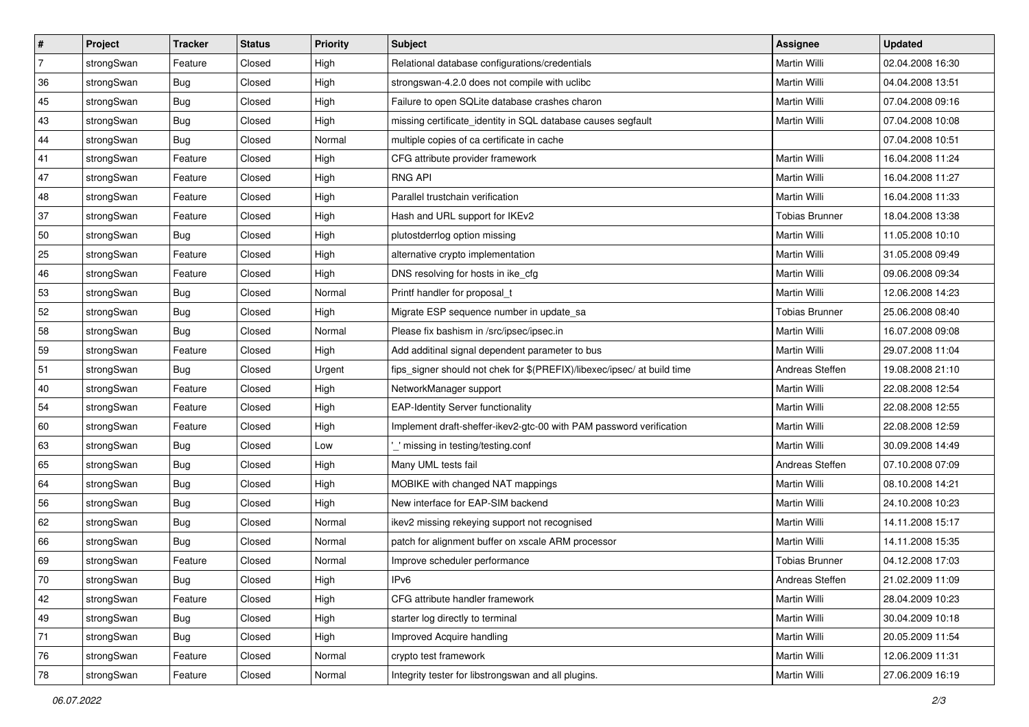| # | Project | Tracker | Status | Priority | Subject | Assignee | Updated |
|---|---|---|---|---|---|---|---|
| 7 | strongSwan | Feature | Closed | High | Relational database configurations/credentials | Martin Willi | 02.04.2008 16:30 |
| 36 | strongSwan | Bug | Closed | High | strongswan-4.2.0 does not compile with uclibc | Martin Willi | 04.04.2008 13:51 |
| 45 | strongSwan | Bug | Closed | High | Failure to open SQLite database crashes charon | Martin Willi | 07.04.2008 09:16 |
| 43 | strongSwan | Bug | Closed | High | missing certificate_identity in SQL database causes segfault | Martin Willi | 07.04.2008 10:08 |
| 44 | strongSwan | Bug | Closed | Normal | multiple copies of ca certificate in cache | | 07.04.2008 10:51 |
| 41 | strongSwan | Feature | Closed | High | CFG attribute provider framework | Martin Willi | 16.04.2008 11:24 |
| 47 | strongSwan | Feature | Closed | High | RNG API | Martin Willi | 16.04.2008 11:27 |
| 48 | strongSwan | Feature | Closed | High | Parallel trustchain verification | Martin Willi | 16.04.2008 11:33 |
| 37 | strongSwan | Feature | Closed | High | Hash and URL support for IKEv2 | Tobias Brunner | 18.04.2008 13:38 |
| 50 | strongSwan | Bug | Closed | High | plutostderrlog option missing | Martin Willi | 11.05.2008 10:10 |
| 25 | strongSwan | Feature | Closed | High | alternative crypto implementation | Martin Willi | 31.05.2008 09:49 |
| 46 | strongSwan | Feature | Closed | High | DNS resolving for hosts in ike_cfg | Martin Willi | 09.06.2008 09:34 |
| 53 | strongSwan | Bug | Closed | Normal | Printf handler for proposal_t | Martin Willi | 12.06.2008 14:23 |
| 52 | strongSwan | Bug | Closed | High | Migrate ESP sequence number in update_sa | Tobias Brunner | 25.06.2008 08:40 |
| 58 | strongSwan | Bug | Closed | Normal | Please fix bashism in /src/ipsec/ipsec.in | Martin Willi | 16.07.2008 09:08 |
| 59 | strongSwan | Feature | Closed | High | Add additinal signal dependent parameter to bus | Martin Willi | 29.07.2008 11:04 |
| 51 | strongSwan | Bug | Closed | Urgent | fips_signer should not chek for $(PREFIX)/libexec/ipsec/ at build time | Andreas Steffen | 19.08.2008 21:10 |
| 40 | strongSwan | Feature | Closed | High | NetworkManager support | Martin Willi | 22.08.2008 12:54 |
| 54 | strongSwan | Feature | Closed | High | EAP-Identity Server functionality | Martin Willi | 22.08.2008 12:55 |
| 60 | strongSwan | Feature | Closed | High | Implement draft-sheffer-ikev2-gtc-00 with PAM password verification | Martin Willi | 22.08.2008 12:59 |
| 63 | strongSwan | Bug | Closed | Low | '_' missing in testing/testing.conf | Martin Willi | 30.09.2008 14:49 |
| 65 | strongSwan | Bug | Closed | High | Many UML tests fail | Andreas Steffen | 07.10.2008 07:09 |
| 64 | strongSwan | Bug | Closed | High | MOBIKE with changed NAT mappings | Martin Willi | 08.10.2008 14:21 |
| 56 | strongSwan | Bug | Closed | High | New interface for EAP-SIM backend | Martin Willi | 24.10.2008 10:23 |
| 62 | strongSwan | Bug | Closed | Normal | ikev2 missing rekeying support not recognised | Martin Willi | 14.11.2008 15:17 |
| 66 | strongSwan | Bug | Closed | Normal | patch for alignment buffer on xscale ARM processor | Martin Willi | 14.11.2008 15:35 |
| 69 | strongSwan | Feature | Closed | Normal | Improve scheduler performance | Tobias Brunner | 04.12.2008 17:03 |
| 70 | strongSwan | Bug | Closed | High | IPv6 | Andreas Steffen | 21.02.2009 11:09 |
| 42 | strongSwan | Feature | Closed | High | CFG attribute handler framework | Martin Willi | 28.04.2009 10:23 |
| 49 | strongSwan | Bug | Closed | High | starter log directly to terminal | Martin Willi | 30.04.2009 10:18 |
| 71 | strongSwan | Bug | Closed | High | Improved Acquire handling | Martin Willi | 20.05.2009 11:54 |
| 76 | strongSwan | Feature | Closed | Normal | crypto test framework | Martin Willi | 12.06.2009 11:31 |
| 78 | strongSwan | Feature | Closed | Normal | Integrity tester for libstrongswan and all plugins. | Martin Willi | 27.06.2009 16:19 |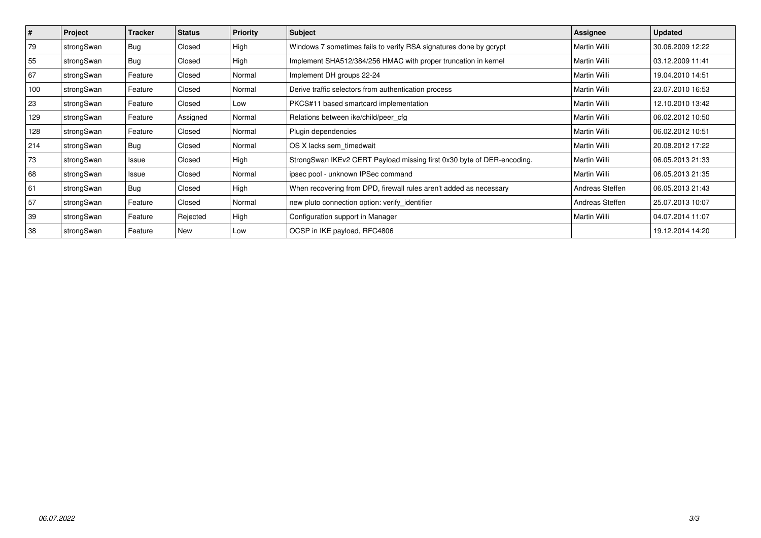| # | Project | Tracker | Status | Priority | Subject | Assignee | Updated |
| --- | --- | --- | --- | --- | --- | --- | --- |
| 79 | strongSwan | Bug | Closed | High | Windows 7 sometimes fails to verify RSA signatures done by gcrypt | Martin Willi | 30.06.2009 12:22 |
| 55 | strongSwan | Bug | Closed | High | Implement SHA512/384/256 HMAC with proper truncation in kernel | Martin Willi | 03.12.2009 11:41 |
| 67 | strongSwan | Feature | Closed | Normal | Implement DH groups 22-24 | Martin Willi | 19.04.2010 14:51 |
| 100 | strongSwan | Feature | Closed | Normal | Derive traffic selectors from authentication process | Martin Willi | 23.07.2010 16:53 |
| 23 | strongSwan | Feature | Closed | Low | PKCS#11 based smartcard implementation | Martin Willi | 12.10.2010 13:42 |
| 129 | strongSwan | Feature | Assigned | Normal | Relations between ike/child/peer_cfg | Martin Willi | 06.02.2012 10:50 |
| 128 | strongSwan | Feature | Closed | Normal | Plugin dependencies | Martin Willi | 06.02.2012 10:51 |
| 214 | strongSwan | Bug | Closed | Normal | OS X lacks sem_timedwait | Martin Willi | 20.08.2012 17:22 |
| 73 | strongSwan | Issue | Closed | High | StrongSwan IKEv2 CERT Payload missing first 0x30 byte of DER-encoding. | Martin Willi | 06.05.2013 21:33 |
| 68 | strongSwan | Issue | Closed | Normal | ipsec pool - unknown IPSec command | Martin Willi | 06.05.2013 21:35 |
| 61 | strongSwan | Bug | Closed | High | When recovering from DPD, firewall rules aren't added as necessary | Andreas Steffen | 06.05.2013 21:43 |
| 57 | strongSwan | Feature | Closed | Normal | new pluto connection option: verify_identifier | Andreas Steffen | 25.07.2013 10:07 |
| 39 | strongSwan | Feature | Rejected | High | Configuration support in Manager | Martin Willi | 04.07.2014 11:07 |
| 38 | strongSwan | Feature | New | Low | OCSP in IKE payload, RFC4806 | | 19.12.2014 14:20 |